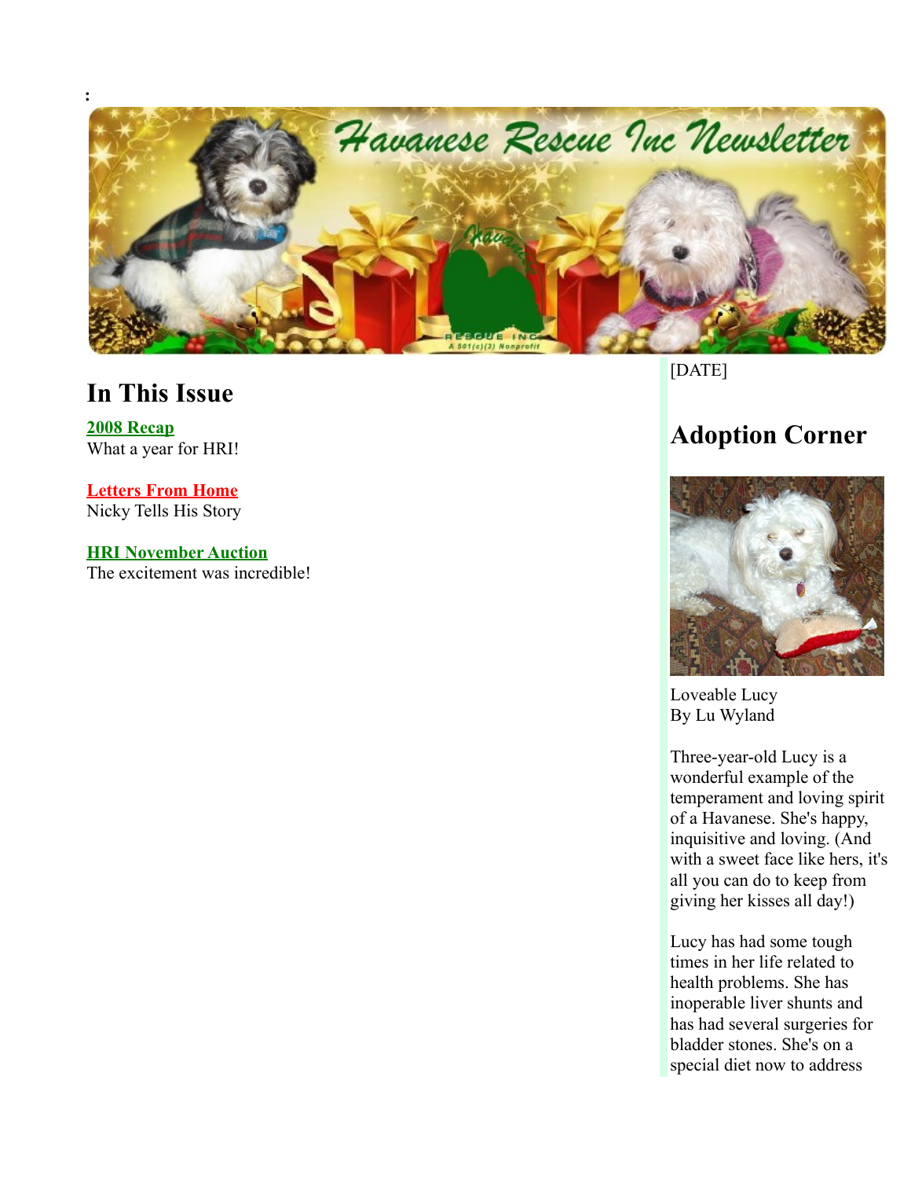:

# Havanese Rescue Inc Newsletter

## In This Issue

**2008 Recap**
What a year for HRI!

**Letters From Home**
Nicky Tells His Story

**HRI November Auction**
The excitement was incredible!

[DATE]

## Adoption Corner

Loveable Lucy
By Lu Wyland

Three-year-old Lucy is a wonderful example of the temperament and loving spirit of a Havanese. She's happy, inquisitive and loving. (And with a sweet face like hers, it's all you can do to keep from giving her kisses all day!)

Lucy has had some tough times in her life related to health problems. She has inoperable liver shunts and has had several surgeries for bladder stones. She's on a special diet now to address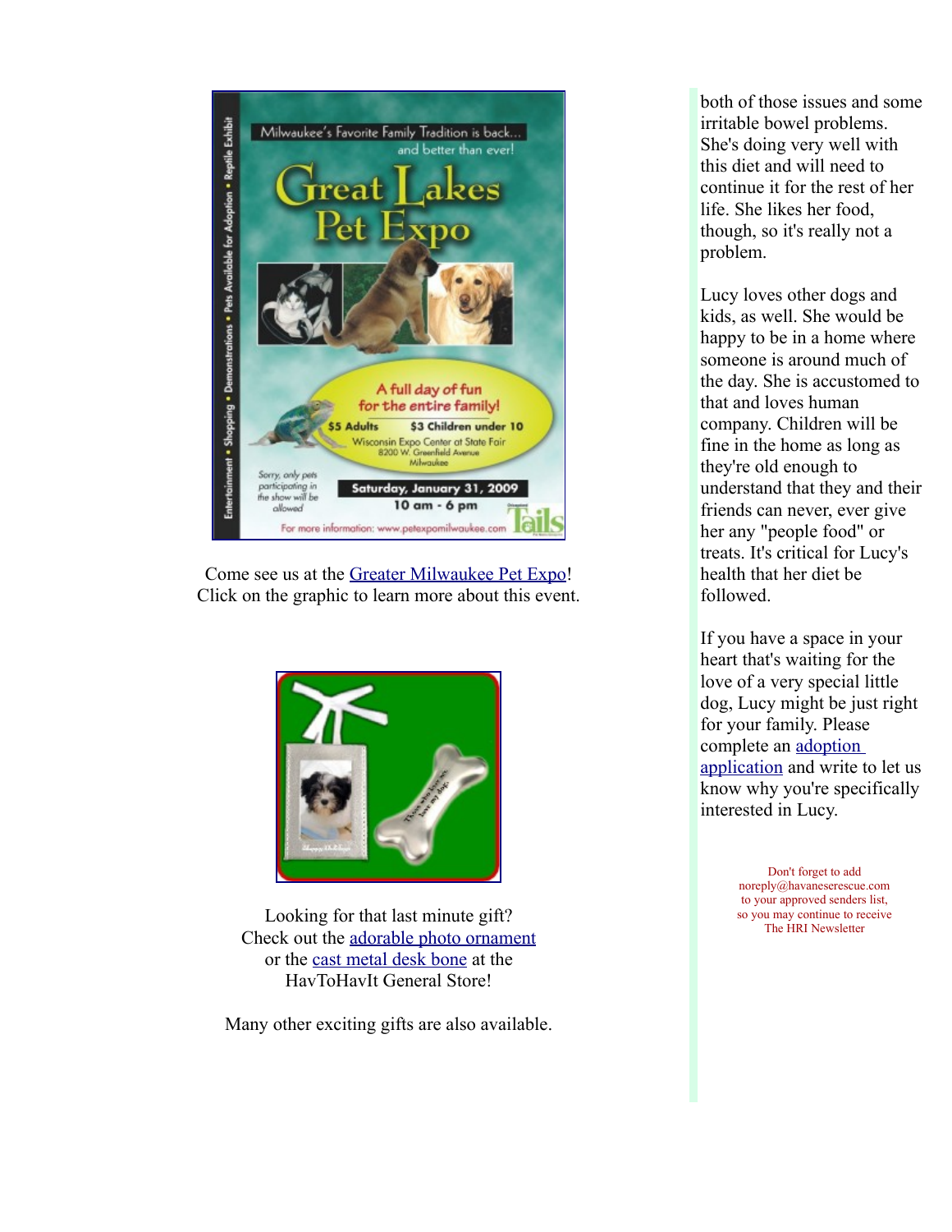Come see us at the [Greater Milwaukee Pet Expo](#)!
Click on the graphic to learn more about this event.

Looking for that last minute gift?
Check out the [adorable photo ornament](#)
or the [cast metal desk bone](#) at the
HavToHavIt General Store!

Many other exciting gifts are also available.

both of those issues and some irritable bowel problems. She's doing very well with this diet and will need to continue it for the rest of her life. She likes her food, though, so it's really not a problem.

Lucy loves other dogs and kids, as well. She would be happy to be in a home where someone is around much of the day. She is accustomed to that and loves human company. Children will be fine in the home as long as they're old enough to understand that they and their friends can never, ever give her any "people food" or treats. It's critical for Lucy's health that her diet be followed.

If you have a space in your heart that's waiting for the love of a very special little dog, Lucy might be just right for your family. Please complete an [adoption application](#) and write to let us know why you're specifically interested in Lucy.

Don't forget to add
noreply@havaneserescue.com
to your approved senders list,
so you may continue to receive
The HRI Newsletter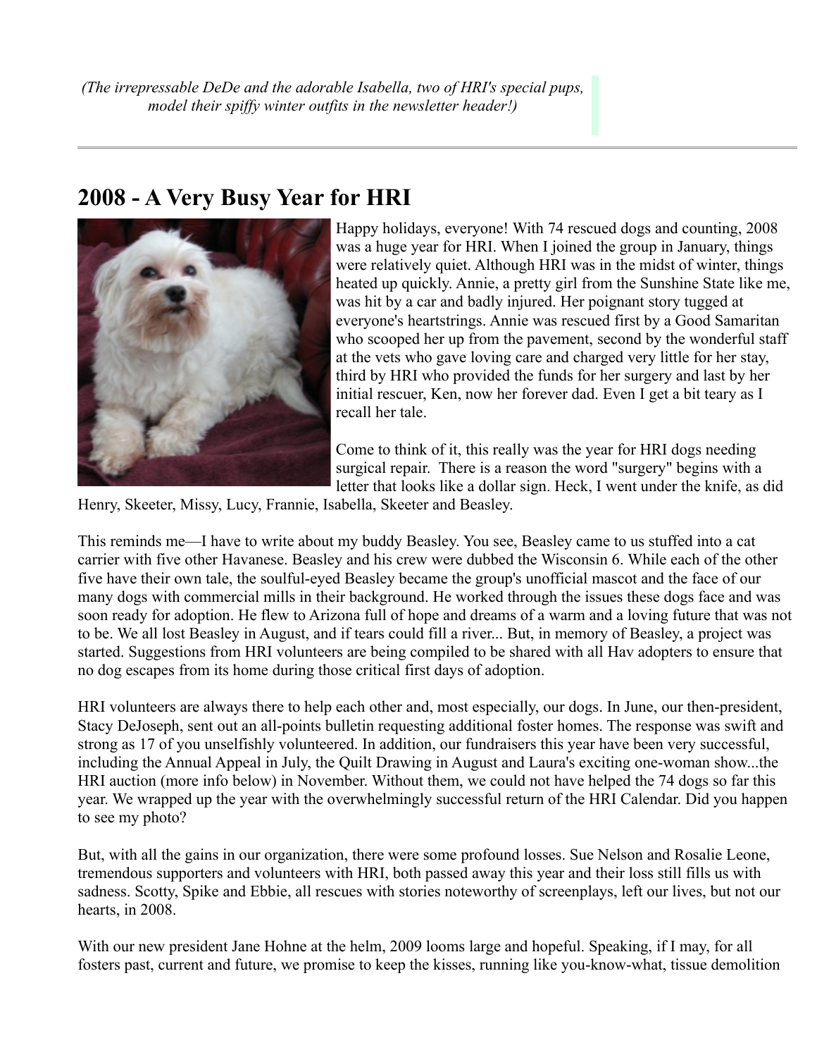*(The irrepressable DeDe and the adorable Isabella, two of HRI's special pups, model their spiffy winter outfits in the newsletter header!)*

---

## 2008 - A Very Busy Year for HRI

Happy holidays, everyone! With 74 rescued dogs and counting, 2008 was a huge year for HRI. When I joined the group in January, things were relatively quiet. Although HRI was in the midst of winter, things heated up quickly. Annie, a pretty girl from the Sunshine State like me, was hit by a car and badly injured. Her poignant story tugged at everyone's heartstrings. Annie was rescued first by a Good Samaritan who scooped her up from the pavement, second by the wonderful staff at the vets who gave loving care and charged very little for her stay, third by HRI who provided the funds for her surgery and last by her initial rescuer, Ken, now her forever dad. Even I get a bit teary as I recall her tale.

Come to think of it, this really was the year for HRI dogs needing surgical repair. There is a reason the word "surgery" begins with a letter that looks like a dollar sign. Heck, I went under the knife, as did Henry, Skeeter, Missy, Lucy, Frannie, Isabella, Skeeter and Beasley.

This reminds me—I have to write about my buddy Beasley. You see, Beasley came to us stuffed into a cat carrier with five other Havanese. Beasley and his crew were dubbed the Wisconsin 6. While each of the other five have their own tale, the soulful-eyed Beasley became the group's unofficial mascot and the face of our many dogs with commercial mills in their background. He worked through the issues these dogs face and was soon ready for adoption. He flew to Arizona full of hope and dreams of a warm and a loving future that was not to be. We all lost Beasley in August, and if tears could fill a river... But, in memory of Beasley, a project was started. Suggestions from HRI volunteers are being compiled to be shared with all Hav adopters to ensure that no dog escapes from its home during those critical first days of adoption.

HRI volunteers are always there to help each other and, most especially, our dogs. In June, our then-president, Stacy DeJoseph, sent out an all-points bulletin requesting additional foster homes. The response was swift and strong as 17 of you unselfishly volunteered. In addition, our fundraisers this year have been very successful, including the Annual Appeal in July, the Quilt Drawing in August and Laura's exciting one-woman show...the HRI auction (more info below) in November. Without them, we could not have helped the 74 dogs so far this year. We wrapped up the year with the overwhelmingly successful return of the HRI Calendar. Did you happen to see my photo?

But, with all the gains in our organization, there were some profound losses. Sue Nelson and Rosalie Leone, tremendous supporters and volunteers with HRI, both passed away this year and their loss still fills us with sadness. Scotty, Spike and Ebbie, all rescues with stories noteworthy of screenplays, left our lives, but not our hearts, in 2008.

With our new president Jane Hohne at the helm, 2009 looms large and hopeful. Speaking, if I may, for all fosters past, current and future, we promise to keep the kisses, running like you-know-what, tissue demolition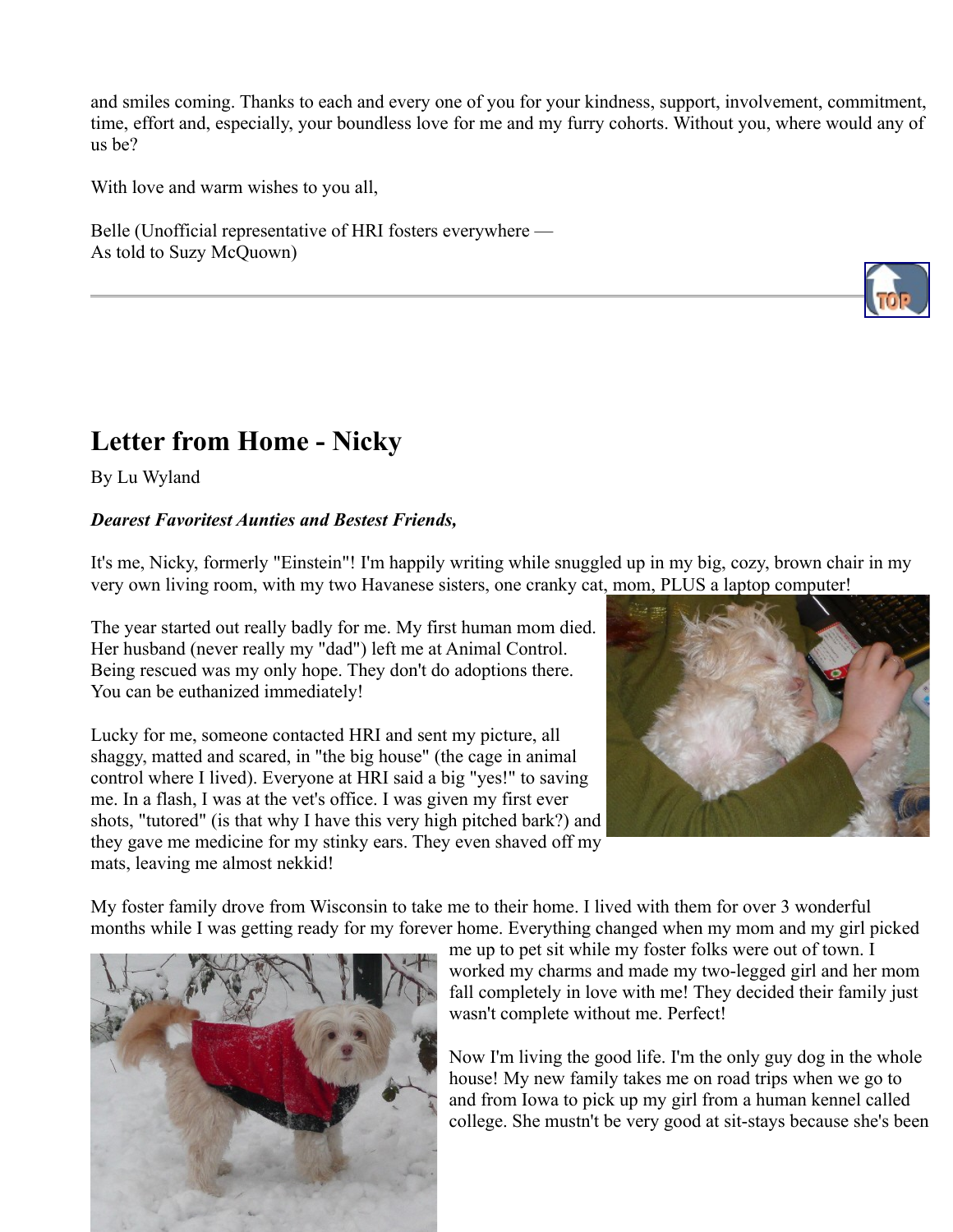and smiles coming. Thanks to each and every one of you for your kindness, support, involvement, commitment, time, effort and, especially, your boundless love for me and my furry cohorts. Without you, where would any of us be?

With love and warm wishes to you all,

Belle (Unofficial representative of HRI fosters everywhere —
As told to Suzy McQuown)

---

## Letter from Home - Nicky

By Lu Wyland

***Dearest Favoritest Aunties and Bestest Friends,***

It's me, Nicky, formerly "Einstein"! I'm happily writing while snuggled up in my big, cozy, brown chair in my very own living room, with my two Havanese sisters, one cranky cat, mom, PLUS a laptop computer!

The year started out really badly for me. My first human mom died. Her husband (never really my "dad") left me at Animal Control. Being rescued was my only hope. They don't do adoptions there. You can be euthanized immediately!

Lucky for me, someone contacted HRI and sent my picture, all shaggy, matted and scared, in "the big house" (the cage in animal control where I lived). Everyone at HRI said a big "yes!" to saving me. In a flash, I was at the vet's office. I was given my first ever shots, "tutored" (is that why I have this very high pitched bark?) and they gave me medicine for my stinky ears. They even shaved off my mats, leaving me almost nekkid!

My foster family drove from Wisconsin to take me to their home. I lived with them for over 3 wonderful months while I was getting ready for my forever home. Everything changed when my mom and my girl picked me up to pet sit while my foster folks were out of town. I worked my charms and made my two-legged girl and her mom fall completely in love with me! They decided their family just wasn't complete without me. Perfect!

Now I'm living the good life. I'm the only guy dog in the whole house! My new family takes me on road trips when we go to and from Iowa to pick up my girl from a human kennel called college. She mustn't be very good at sit-stays because she's been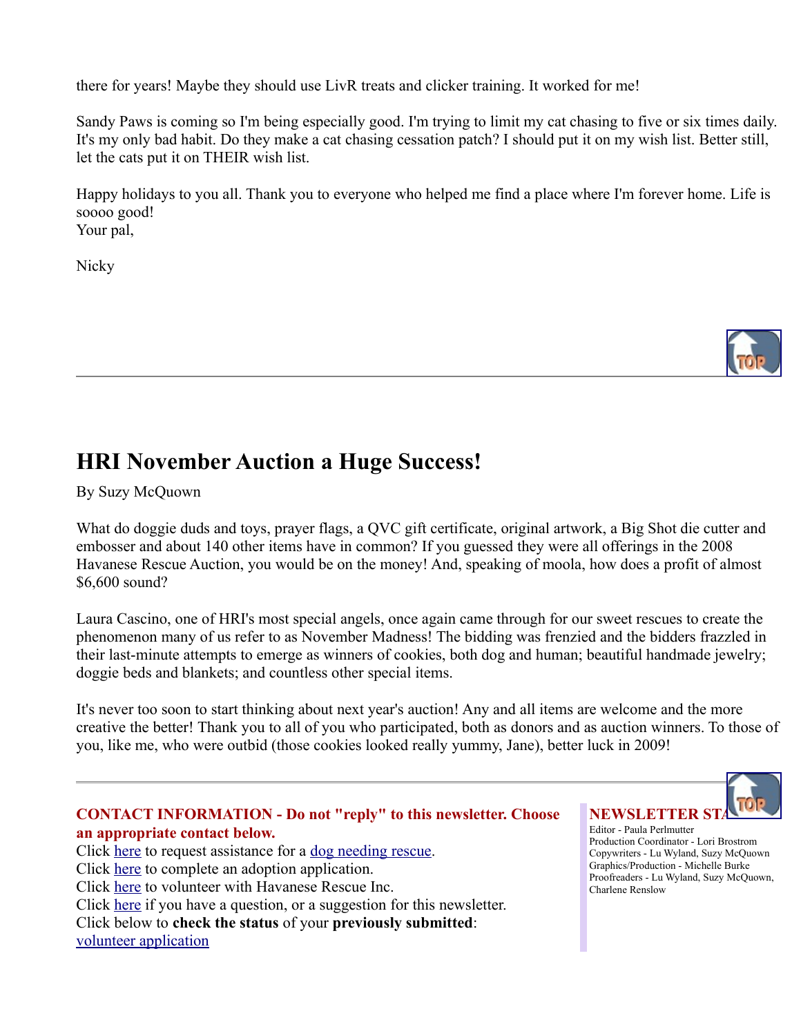there for years! Maybe they should use LivR treats and clicker training. It worked for me!

Sandy Paws is coming so I'm being especially good. I'm trying to limit my cat chasing to five or six times daily. It's my only bad habit. Do they make a cat chasing cessation patch? I should put it on my wish list. Better still, let the cats put it on THEIR wish list.

Happy holidays to you all. Thank you to everyone who helped me find a place where I'm forever home. Life is soooo good!
Your pal,

Nicky

---

## HRI November Auction a Huge Success!

By Suzy McQuown

What do doggie duds and toys, prayer flags, a QVC gift certificate, original artwork, a Big Shot die cutter and embosser and about 140 other items have in common? If you guessed they were all offerings in the 2008 Havanese Rescue Auction, you would be on the money! And, speaking of moola, how does a profit of almost $6,600 sound?

Laura Cascino, one of HRI's most special angels, once again came through for our sweet rescues to create the phenomenon many of us refer to as November Madness! The bidding was frenzied and the bidders frazzled in their last-minute attempts to emerge as winners of cookies, both dog and human; beautiful handmade jewelry; doggie beds and blankets; and countless other special items.

It's never too soon to start thinking about next year's auction! Any and all items are welcome and the more creative the better! Thank you to all of you who participated, both as donors and as auction winners. To those of you, like me, who were outbid (those cookies looked really yummy, Jane), better luck in 2009!

---

**CONTACT INFORMATION - Do not "reply" to this newsletter. Choose an appropriate contact below.**

Click here to request assistance for a dog needing rescue.
Click here to complete an adoption application.
Click here to volunteer with Havanese Rescue Inc.
Click here if you have a question, or a suggestion for this newsletter.
Click below to **check the status** of your **previously submitted**:
volunteer application

**NEWSLETTER STAFF**

Editor - Paula Perlmutter
Production Coordinator - Lori Brostrom
Copywriters - Lu Wyland, Suzy McQuown
Graphics/Production - Michelle Burke
Proofreaders - Lu Wyland, Suzy McQuown, Charlene Renslow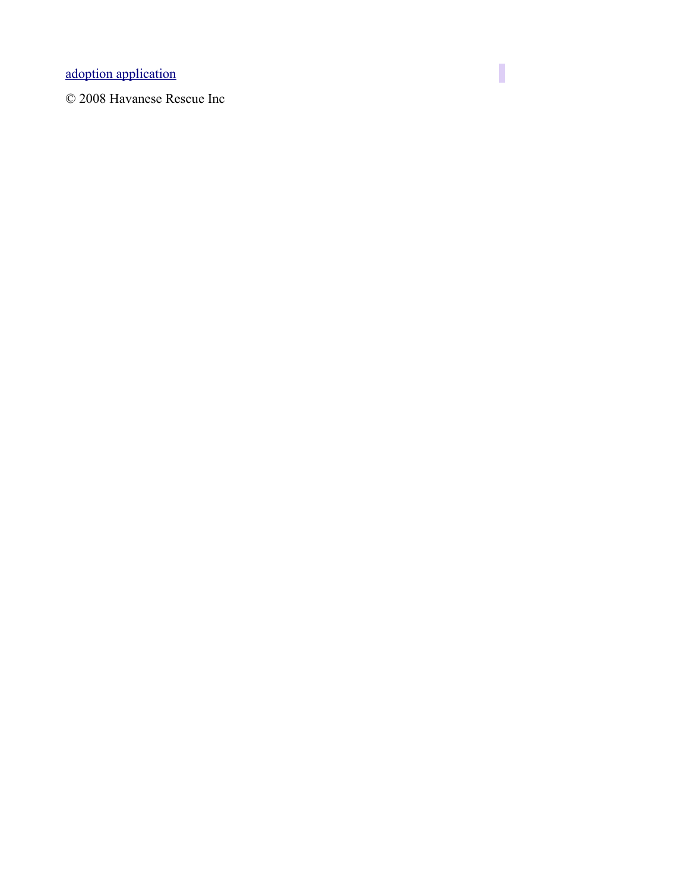adoption application

© 2008 Havanese Rescue Inc